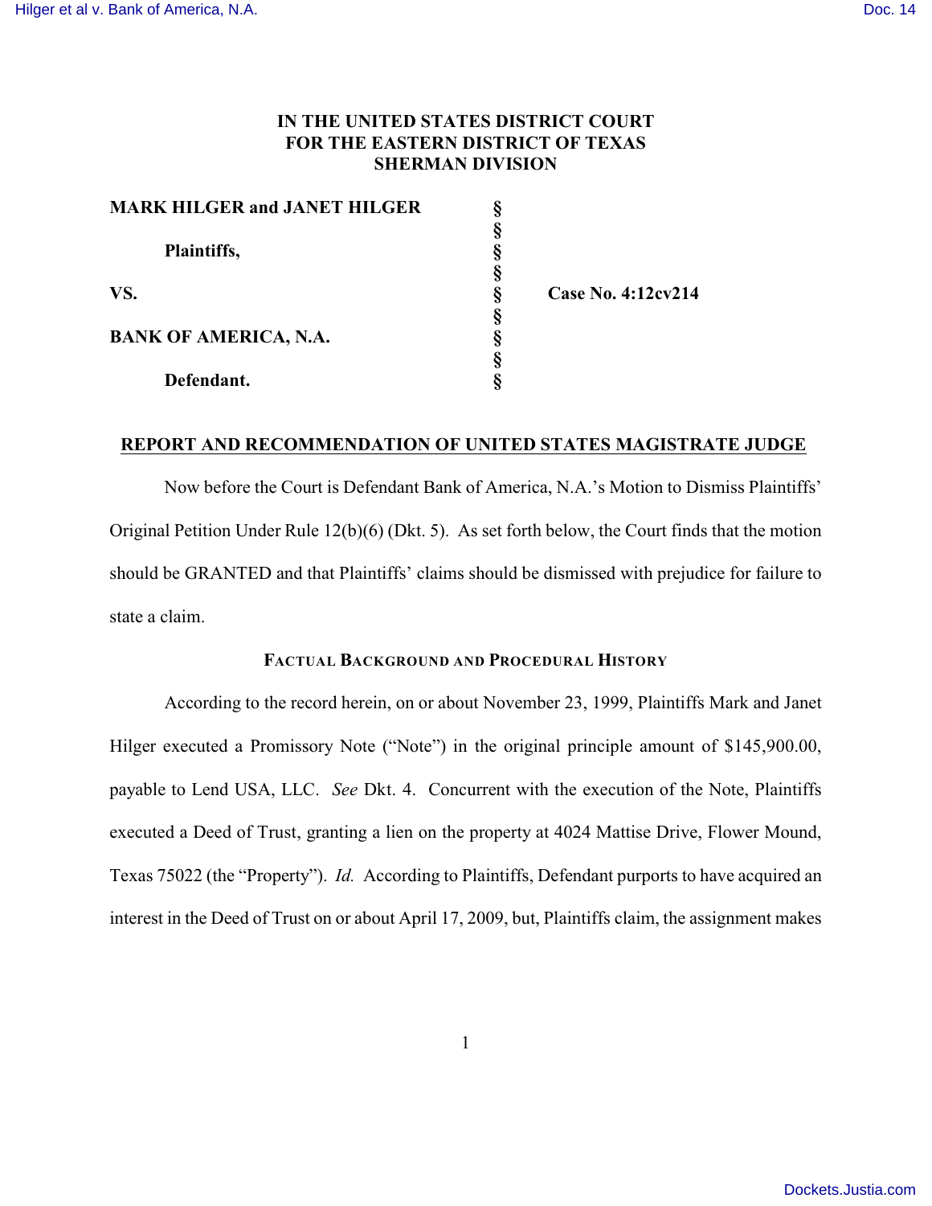**IN THE UNITED STATES DISTRICT COURT**
**FOR THE EASTERN DISTRICT OF TEXAS**
**SHERMAN DIVISION**

| | | |
|---|---|---|
| **MARK HILGER and JANET HILGER** | § | |
| | § | |
| **Plaintiffs,** | § | |
| | § | |
| **VS.** | § | **Case No. 4:12cv214** |
| | § | |
| **BANK OF AMERICA, N.A.** | § | |
| | § | |
| **Defendant.** | § | |

## REPORT AND RECOMMENDATION OF UNITED STATES MAGISTRATE JUDGE

Now before the Court is Defendant Bank of America, N.A.'s Motion to Dismiss Plaintiffs' Original Petition Under Rule 12(b)(6) (Dkt. 5). As set forth below, the Court finds that the motion should be GRANTED and that Plaintiffs' claims should be dismissed with prejudice for failure to state a claim.

### FACTUAL BACKGROUND AND PROCEDURAL HISTORY

According to the record herein, on or about November 23, 1999, Plaintiffs Mark and Janet Hilger executed a Promissory Note ("Note") in the original principle amount of $145,900.00, payable to Lend USA, LLC. *See* Dkt. 4. Concurrent with the execution of the Note, Plaintiffs executed a Deed of Trust, granting a lien on the property at 4024 Mattise Drive, Flower Mound, Texas 75022 (the "Property"). *Id.* According to Plaintiffs, Defendant purports to have acquired an interest in the Deed of Trust on or about April 17, 2009, but, Plaintiffs claim, the assignment makes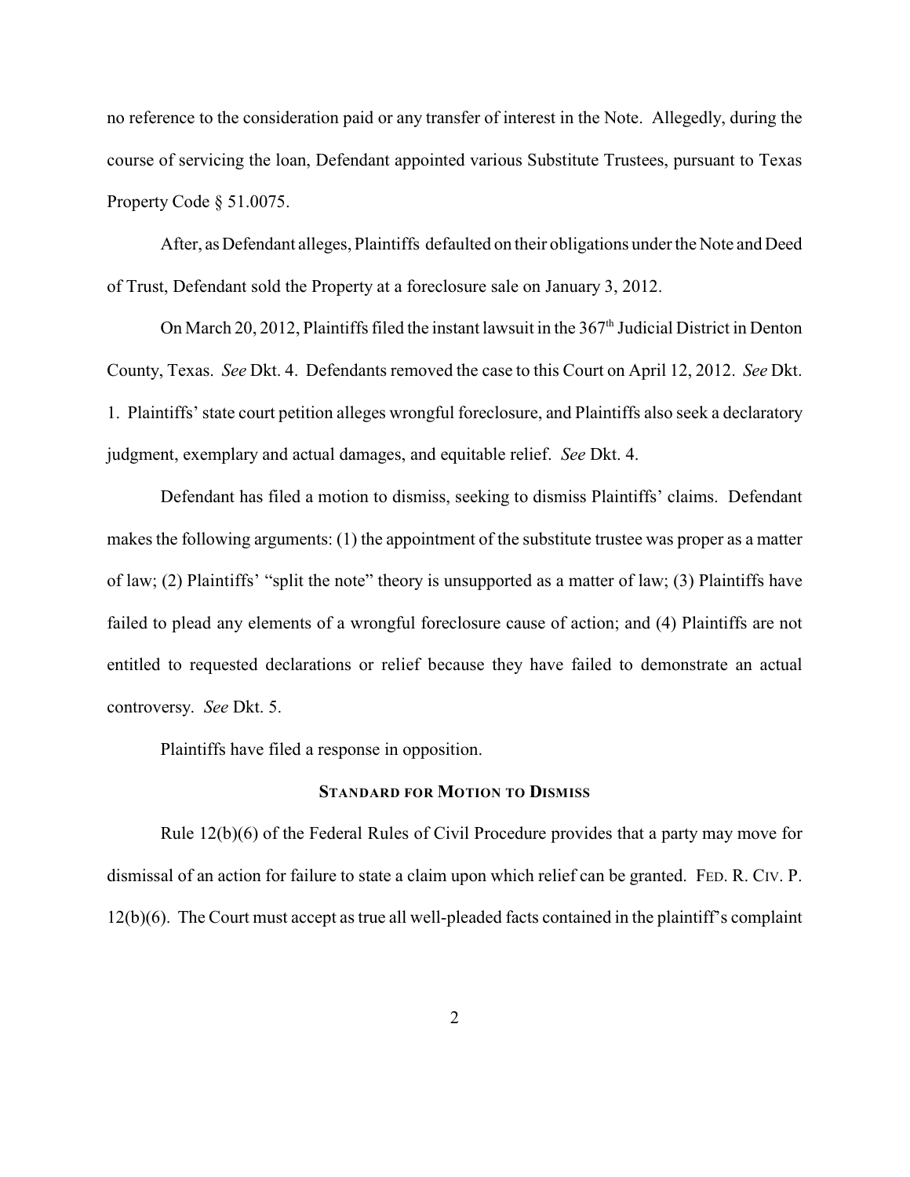no reference to the consideration paid or any transfer of interest in the Note. Allegedly, during the course of servicing the loan, Defendant appointed various Substitute Trustees, pursuant to Texas Property Code § 51.0075.

After, as Defendant alleges, Plaintiffs defaulted on their obligations under the Note and Deed of Trust, Defendant sold the Property at a foreclosure sale on January 3, 2012.

On March 20, 2012, Plaintiffs filed the instant lawsuit in the 367th Judicial District in Denton County, Texas. *See* Dkt. 4. Defendants removed the case to this Court on April 12, 2012. *See* Dkt. 1. Plaintiffs' state court petition alleges wrongful foreclosure, and Plaintiffs also seek a declaratory judgment, exemplary and actual damages, and equitable relief. *See* Dkt. 4.

Defendant has filed a motion to dismiss, seeking to dismiss Plaintiffs' claims. Defendant makes the following arguments: (1) the appointment of the substitute trustee was proper as a matter of law; (2) Plaintiffs' "split the note" theory is unsupported as a matter of law; (3) Plaintiffs have failed to plead any elements of a wrongful foreclosure cause of action; and (4) Plaintiffs are not entitled to requested declarations or relief because they have failed to demonstrate an actual controversy. *See* Dkt. 5.

Plaintiffs have filed a response in opposition.

## STANDARD FOR MOTION TO DISMISS

Rule 12(b)(6) of the Federal Rules of Civil Procedure provides that a party may move for dismissal of an action for failure to state a claim upon which relief can be granted. FED. R. CIV. P. 12(b)(6). The Court must accept as true all well-pleaded facts contained in the plaintiff's complaint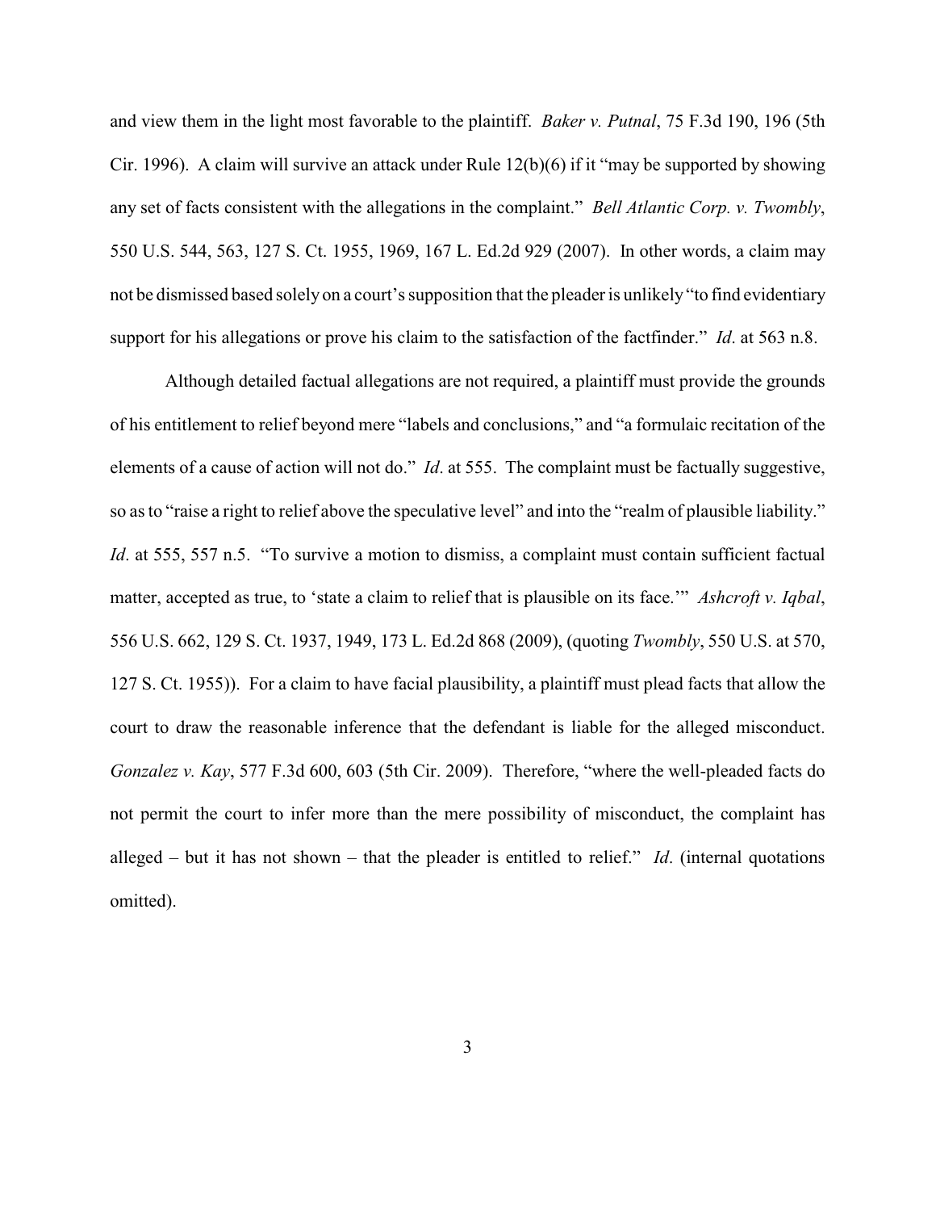and view them in the light most favorable to the plaintiff. *Baker v. Putnal*, 75 F.3d 190, 196 (5th Cir. 1996). A claim will survive an attack under Rule 12(b)(6) if it "may be supported by showing any set of facts consistent with the allegations in the complaint." *Bell Atlantic Corp. v. Twombly*, 550 U.S. 544, 563, 127 S. Ct. 1955, 1969, 167 L. Ed.2d 929 (2007). In other words, a claim may not be dismissed based solely on a court's supposition that the pleader is unlikely "to find evidentiary support for his allegations or prove his claim to the satisfaction of the factfinder." *Id*. at 563 n.8.

Although detailed factual allegations are not required, a plaintiff must provide the grounds of his entitlement to relief beyond mere "labels and conclusions," and "a formulaic recitation of the elements of a cause of action will not do." *Id*. at 555. The complaint must be factually suggestive, so as to "raise a right to relief above the speculative level" and into the "realm of plausible liability." *Id*. at 555, 557 n.5. "To survive a motion to dismiss, a complaint must contain sufficient factual matter, accepted as true, to 'state a claim to relief that is plausible on its face.'" *Ashcroft v. Iqbal*, 556 U.S. 662, 129 S. Ct. 1937, 1949, 173 L. Ed.2d 868 (2009), (quoting *Twombly*, 550 U.S. at 570, 127 S. Ct. 1955)). For a claim to have facial plausibility, a plaintiff must plead facts that allow the court to draw the reasonable inference that the defendant is liable for the alleged misconduct. *Gonzalez v. Kay*, 577 F.3d 600, 603 (5th Cir. 2009). Therefore, "where the well-pleaded facts do not permit the court to infer more than the mere possibility of misconduct, the complaint has alleged – but it has not shown – that the pleader is entitled to relief." *Id*. (internal quotations omitted).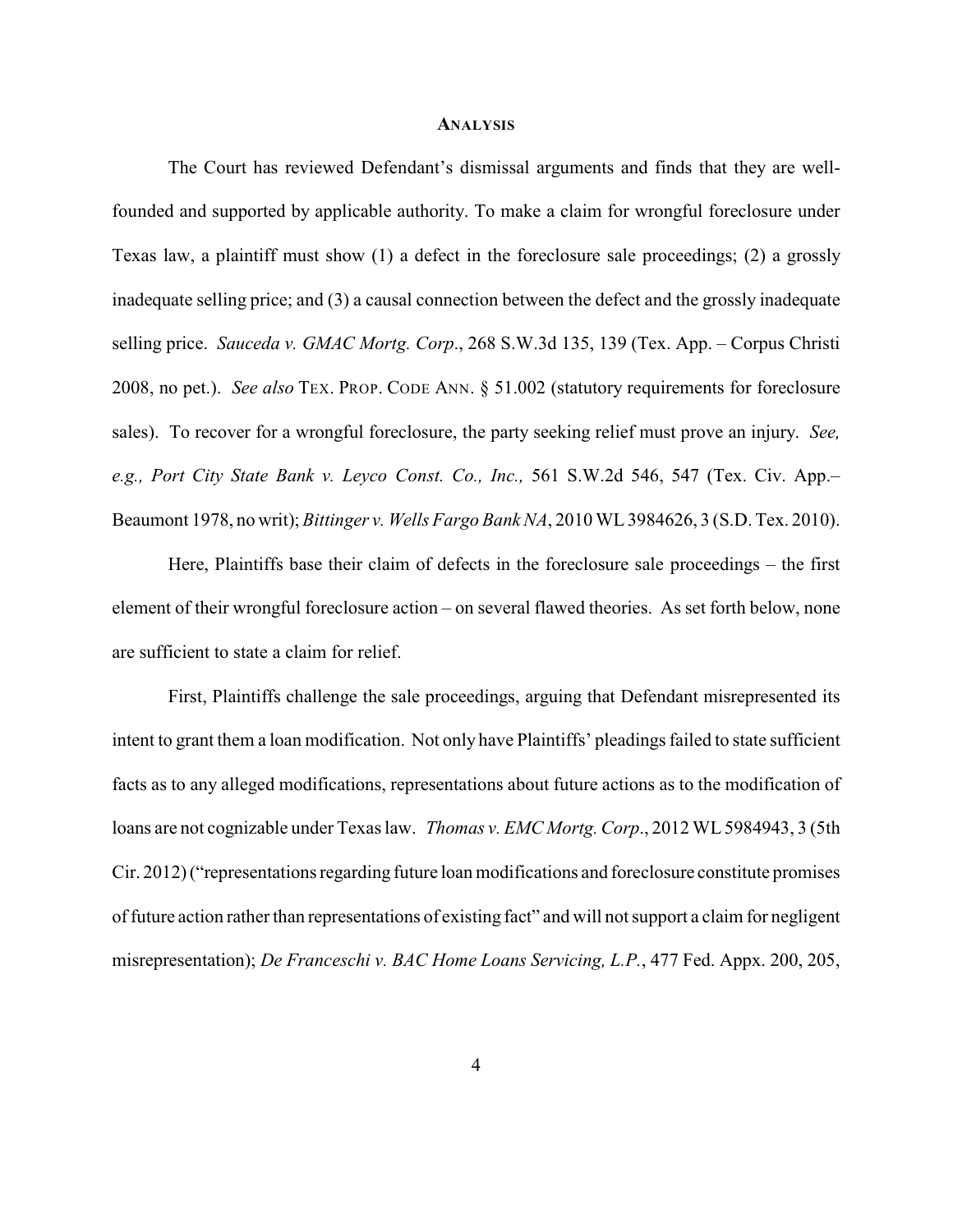## ANALYSIS

The Court has reviewed Defendant's dismissal arguments and finds that they are well-founded and supported by applicable authority. To make a claim for wrongful foreclosure under Texas law, a plaintiff must show (1) a defect in the foreclosure sale proceedings; (2) a grossly inadequate selling price; and (3) a causal connection between the defect and the grossly inadequate selling price. *Sauceda v. GMAC Mortg. Corp*., 268 S.W.3d 135, 139 (Tex. App. – Corpus Christi 2008, no pet.). *See also* TEX. PROP. CODE ANN. § 51.002 (statutory requirements for foreclosure sales). To recover for a wrongful foreclosure, the party seeking relief must prove an injury. *See, e.g., Port City State Bank v. Leyco Const. Co., Inc.,* 561 S.W.2d 546, 547 (Tex. Civ. App.– Beaumont 1978, no writ); *Bittinger v. Wells Fargo Bank NA*, 2010 WL 3984626, 3 (S.D. Tex. 2010).

Here, Plaintiffs base their claim of defects in the foreclosure sale proceedings – the first element of their wrongful foreclosure action – on several flawed theories. As set forth below, none are sufficient to state a claim for relief.

First, Plaintiffs challenge the sale proceedings, arguing that Defendant misrepresented its intent to grant them a loan modification. Not only have Plaintiffs' pleadings failed to state sufficient facts as to any alleged modifications, representations about future actions as to the modification of loans are not cognizable under Texas law. *Thomas v. EMC Mortg. Corp*., 2012 WL 5984943, 3 (5th Cir. 2012) ("representations regarding future loan modifications and foreclosure constitute promises of future action rather than representations of existing fact" and will not support a claim for negligent misrepresentation); *De Franceschi v. BAC Home Loans Servicing, L.P.*, 477 Fed. Appx. 200, 205,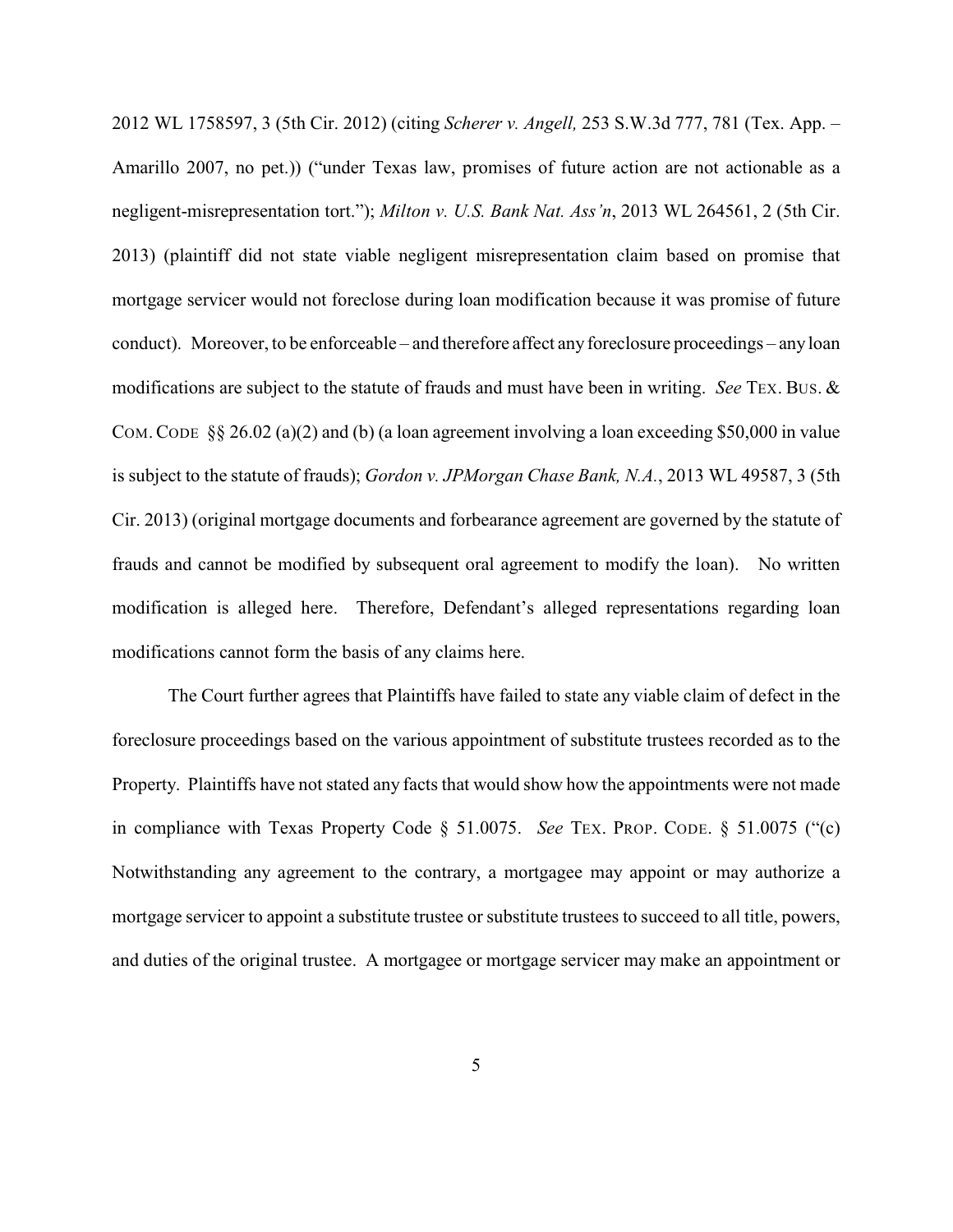2012 WL 1758597, 3 (5th Cir. 2012) (citing *Scherer v. Angell,* 253 S.W.3d 777, 781 (Tex. App. – Amarillo 2007, no pet.)) ("under Texas law, promises of future action are not actionable as a negligent-misrepresentation tort."); *Milton v. U.S. Bank Nat. Ass'n*, 2013 WL 264561, 2 (5th Cir. 2013) (plaintiff did not state viable negligent misrepresentation claim based on promise that mortgage servicer would not foreclose during loan modification because it was promise of future conduct). Moreover, to be enforceable – and therefore affect any foreclosure proceedings – any loan modifications are subject to the statute of frauds and must have been in writing. *See* TEX. BUS. & COM. CODE §§ 26.02 (a)(2) and (b) (a loan agreement involving a loan exceeding $50,000 in value is subject to the statute of frauds); *Gordon v. JPMorgan Chase Bank, N.A.*, 2013 WL 49587, 3 (5th Cir. 2013) (original mortgage documents and forbearance agreement are governed by the statute of frauds and cannot be modified by subsequent oral agreement to modify the loan). No written modification is alleged here. Therefore, Defendant's alleged representations regarding loan modifications cannot form the basis of any claims here.

The Court further agrees that Plaintiffs have failed to state any viable claim of defect in the foreclosure proceedings based on the various appointment of substitute trustees recorded as to the Property. Plaintiffs have not stated any facts that would show how the appointments were not made in compliance with Texas Property Code § 51.0075. *See* TEX. PROP. CODE. § 51.0075 ("(c) Notwithstanding any agreement to the contrary, a mortgagee may appoint or may authorize a mortgage servicer to appoint a substitute trustee or substitute trustees to succeed to all title, powers, and duties of the original trustee. A mortgagee or mortgage servicer may make an appointment or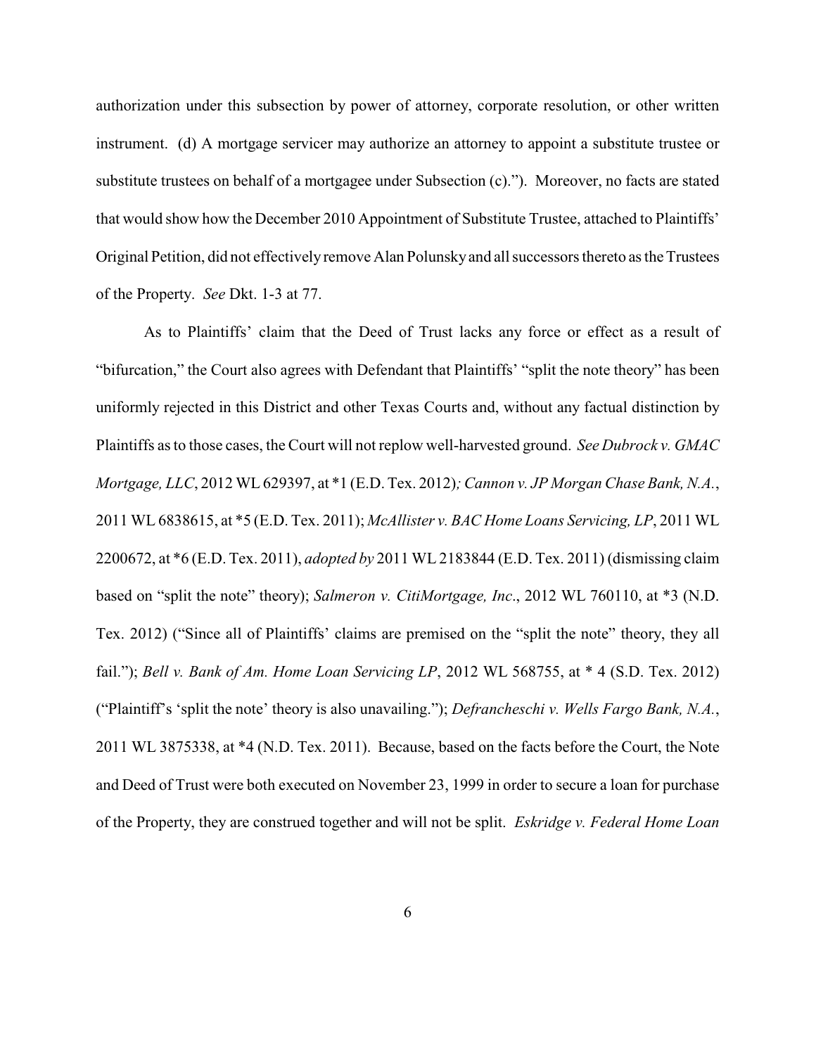authorization under this subsection by power of attorney, corporate resolution, or other written instrument. (d) A mortgage servicer may authorize an attorney to appoint a substitute trustee or substitute trustees on behalf of a mortgagee under Subsection (c)."). Moreover, no facts are stated that would show how the December 2010 Appointment of Substitute Trustee, attached to Plaintiffs' Original Petition, did not effectively remove Alan Polunsky and all successors thereto as the Trustees of the Property. *See* Dkt. 1-3 at 77.

As to Plaintiffs' claim that the Deed of Trust lacks any force or effect as a result of "bifurcation," the Court also agrees with Defendant that Plaintiffs' "split the note theory" has been uniformly rejected in this District and other Texas Courts and, without any factual distinction by Plaintiffs as to those cases, the Court will not replow well-harvested ground. *See Dubrock v. GMAC Mortgage, LLC*, 2012 WL 629397, at *1 (E.D. Tex. 2012)*; Cannon v. JP Morgan Chase Bank, N.A.*, 2011 WL 6838615, at *5 (E.D. Tex. 2011); *McAllister v. BAC Home Loans Servicing, LP*, 2011 WL 2200672, at *6 (E.D. Tex. 2011), *adopted by* 2011 WL 2183844 (E.D. Tex. 2011) (dismissing claim based on "split the note" theory); *Salmeron v. CitiMortgage, Inc*., 2012 WL 760110, at *3 (N.D. Tex. 2012) ("Since all of Plaintiffs' claims are premised on the "split the note" theory, they all fail."); *Bell v. Bank of Am. Home Loan Servicing LP*, 2012 WL 568755, at * 4 (S.D. Tex. 2012) ("Plaintiff's 'split the note' theory is also unavailing."); *Defrancheschi v. Wells Fargo Bank, N.A.*, 2011 WL 3875338, at *4 (N.D. Tex. 2011). Because, based on the facts before the Court, the Note and Deed of Trust were both executed on November 23, 1999 in order to secure a loan for purchase of the Property, they are construed together and will not be split. *Eskridge v. Federal Home Loan*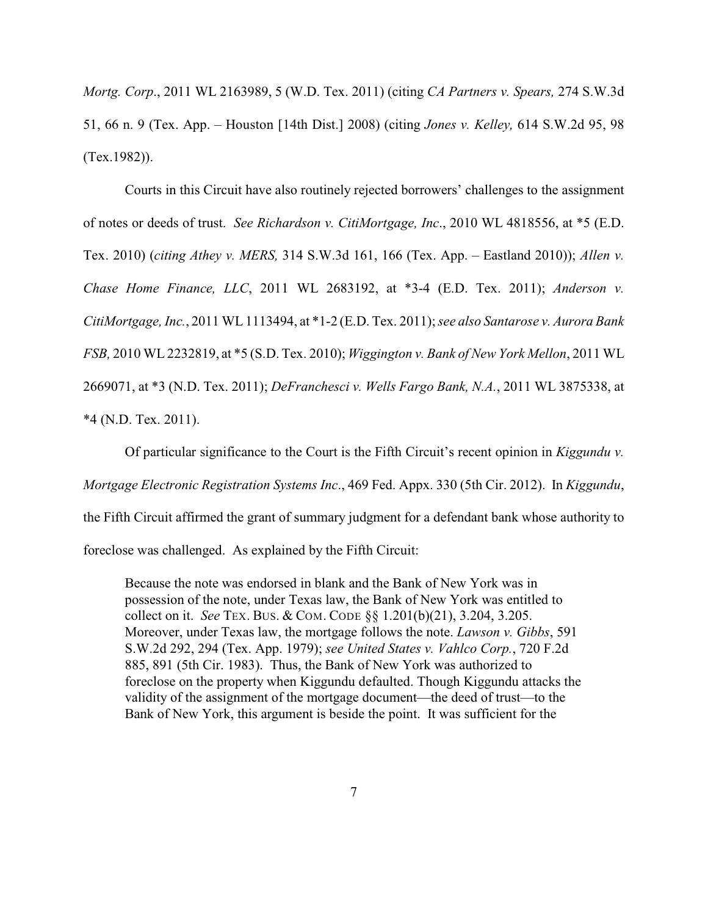*Mortg. Corp*., 2011 WL 2163989, 5 (W.D. Tex. 2011) (citing *CA Partners v. Spears,* 274 S.W.3d 51, 66 n. 9 (Tex. App. – Houston [14th Dist.] 2008) (citing *Jones v. Kelley,* 614 S.W.2d 95, 98 (Tex.1982)).

Courts in this Circuit have also routinely rejected borrowers' challenges to the assignment of notes or deeds of trust. *See Richardson v. CitiMortgage, Inc*., 2010 WL 4818556, at *5 (E.D. Tex. 2010) (*citing Athey v. MERS,* 314 S.W.3d 161, 166 (Tex. App. – Eastland 2010)); *Allen v. Chase Home Finance, LLC*, 2011 WL 2683192, at *3-4 (E.D. Tex. 2011); *Anderson v. CitiMortgage, Inc.*, 2011 WL 1113494, at *1-2 (E.D. Tex. 2011); *see also Santarose v. Aurora Bank FSB,* 2010 WL 2232819, at *5 (S.D. Tex. 2010); *Wiggington v. Bank of New York Mellon*, 2011 WL 2669071, at *3 (N.D. Tex. 2011); *DeFranchesci v. Wells Fargo Bank, N.A.*, 2011 WL 3875338, at *4 (N.D. Tex. 2011).

Of particular significance to the Court is the Fifth Circuit's recent opinion in *Kiggundu v. Mortgage Electronic Registration Systems Inc*., 469 Fed. Appx. 330 (5th Cir. 2012). In *Kiggundu*, the Fifth Circuit affirmed the grant of summary judgment for a defendant bank whose authority to foreclose was challenged. As explained by the Fifth Circuit:

> Because the note was endorsed in blank and the Bank of New York was in possession of the note, under Texas law, the Bank of New York was entitled to collect on it. *See* TEX. BUS. & COM. CODE §§ 1.201(b)(21), 3.204, 3.205. Moreover, under Texas law, the mortgage follows the note. *Lawson v. Gibbs*, 591 S.W.2d 292, 294 (Tex. App. 1979); *see United States v. Vahlco Corp.*, 720 F.2d 885, 891 (5th Cir. 1983). Thus, the Bank of New York was authorized to foreclose on the property when Kiggundu defaulted. Though Kiggundu attacks the validity of the assignment of the mortgage document—the deed of trust—to the Bank of New York, this argument is beside the point. It was sufficient for the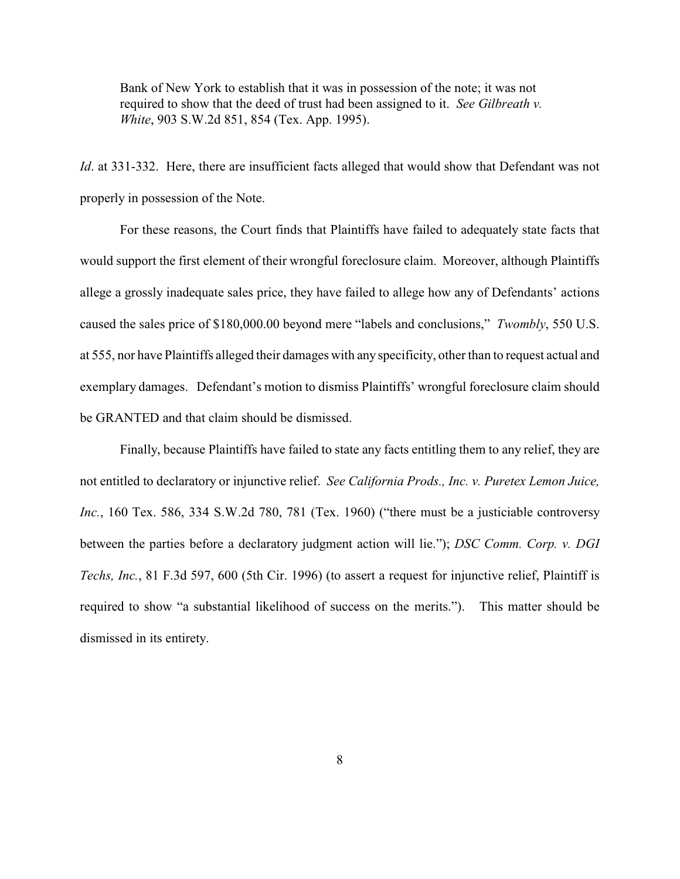> Bank of New York to establish that it was in possession of the note; it was not required to show that the deed of trust had been assigned to it. *See Gilbreath v. White*, 903 S.W.2d 851, 854 (Tex. App. 1995).

*Id*. at 331-332. Here, there are insufficient facts alleged that would show that Defendant was not properly in possession of the Note.

For these reasons, the Court finds that Plaintiffs have failed to adequately state facts that would support the first element of their wrongful foreclosure claim. Moreover, although Plaintiffs allege a grossly inadequate sales price, they have failed to allege how any of Defendants' actions caused the sales price of $180,000.00 beyond mere "labels and conclusions," *Twombly*, 550 U.S. at 555, nor have Plaintiffs alleged their damages with any specificity, other than to request actual and exemplary damages. Defendant's motion to dismiss Plaintiffs' wrongful foreclosure claim should be GRANTED and that claim should be dismissed.

Finally, because Plaintiffs have failed to state any facts entitling them to any relief, they are not entitled to declaratory or injunctive relief. *See California Prods., Inc. v. Puretex Lemon Juice, Inc.*, 160 Tex. 586, 334 S.W.2d 780, 781 (Tex. 1960) ("there must be a justiciable controversy between the parties before a declaratory judgment action will lie."); *DSC Comm. Corp. v. DGI Techs, Inc.*, 81 F.3d 597, 600 (5th Cir. 1996) (to assert a request for injunctive relief, Plaintiff is required to show "a substantial likelihood of success on the merits."). This matter should be dismissed in its entirety.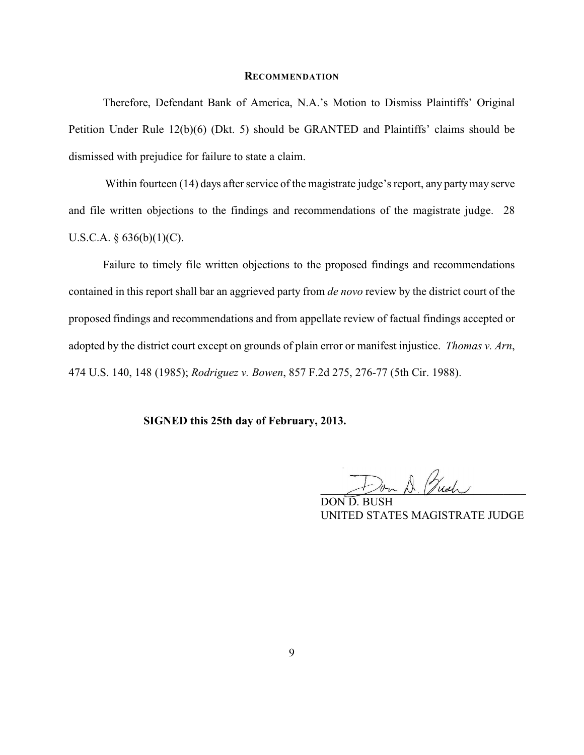## RECOMMENDATION

Therefore, Defendant Bank of America, N.A.'s Motion to Dismiss Plaintiffs' Original Petition Under Rule 12(b)(6) (Dkt. 5) should be GRANTED and Plaintiffs' claims should be dismissed with prejudice for failure to state a claim.

Within fourteen (14) days after service of the magistrate judge's report, any party may serve and file written objections to the findings and recommendations of the magistrate judge. 28 U.S.C.A. § 636(b)(1)(C).

Failure to timely file written objections to the proposed findings and recommendations contained in this report shall bar an aggrieved party from *de novo* review by the district court of the proposed findings and recommendations and from appellate review of factual findings accepted or adopted by the district court except on grounds of plain error or manifest injustice. *Thomas v. Arn*, 474 U.S. 140, 148 (1985); *Rodriguez v. Bowen*, 857 F.2d 275, 276-77 (5th Cir. 1988).

**SIGNED this 25th day of February, 2013.**

DON D. BUSH
UNITED STATES MAGISTRATE JUDGE